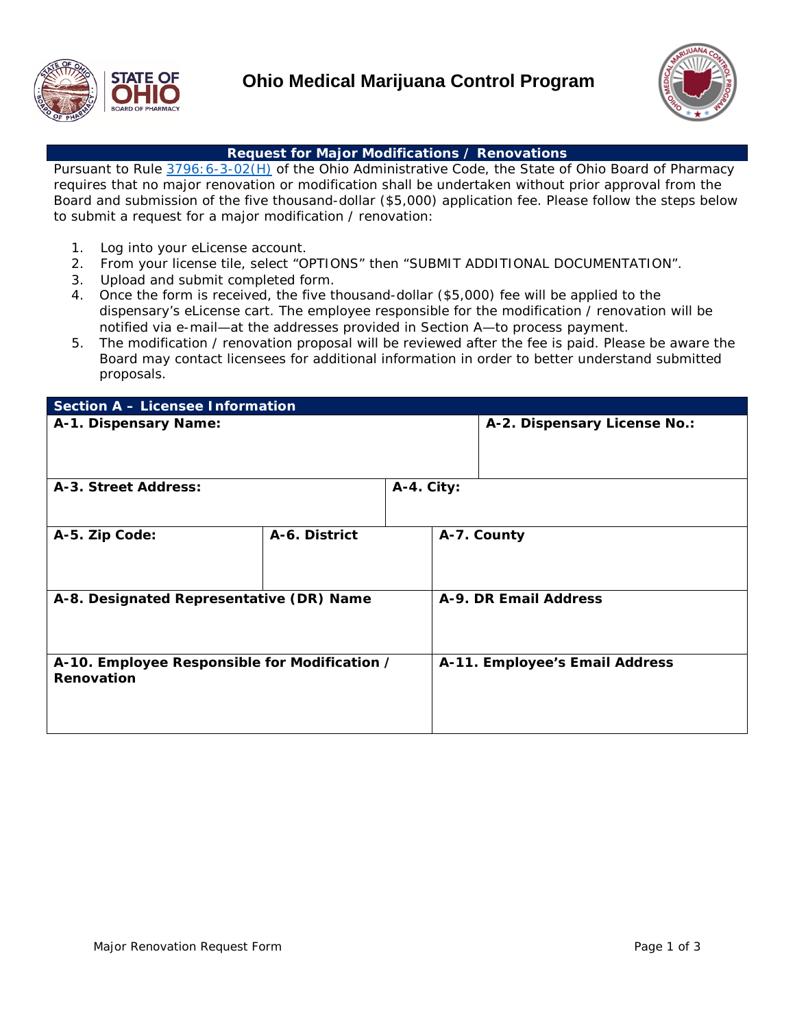# Ohio Medical Marijuana Control Program

## Request for Major Modifications / Renovations

Pursuant to Rule [3796:6-3-02(H)] of the Ohio Administrative Code, the State of Ohio Board of Pharmacy requires that no major renovation or modification shall be undertaken without prior approval from the Board and submission of the five thousand-dollar ($5,000) application fee. Please follow the steps below to submit a request for a major modification / renovation:

1. Log into your eLicense account.
2. From your license tile, select "OPTIONS" then "SUBMIT ADDITIONAL DOCUMENTATION".
3. Upload and submit completed form.
4. Once the form is received, the five thousand-dollar ($5,000) fee will be applied to the dispensary's eLicense cart. The employee responsible for the modification / renovation will be notified via e-mail—at the addresses provided in Section A—to process payment.
5. The modification / renovation proposal will be reviewed after the fee is paid. Please be aware the Board may contact licensees for additional information in order to better understand submitted proposals.

## Section A – Licensee Information

| **A-1. Dispensary Name:** | | **A-2. Dispensary License No.:** |
|---|---|---|
| | | |
| **A-3. Street Address:** | | **A-4. City:** |
| | | |
| **A-5. Zip Code:** | **A-6. District** | **A-7. County** |
| | | |
| **A-8. Designated Representative (DR) Name** | | **A-9. DR Email Address** |
| | | |
| **A-10. Employee Responsible for Modification / Renovation** | | **A-11. Employee's Email Address** |
| | | |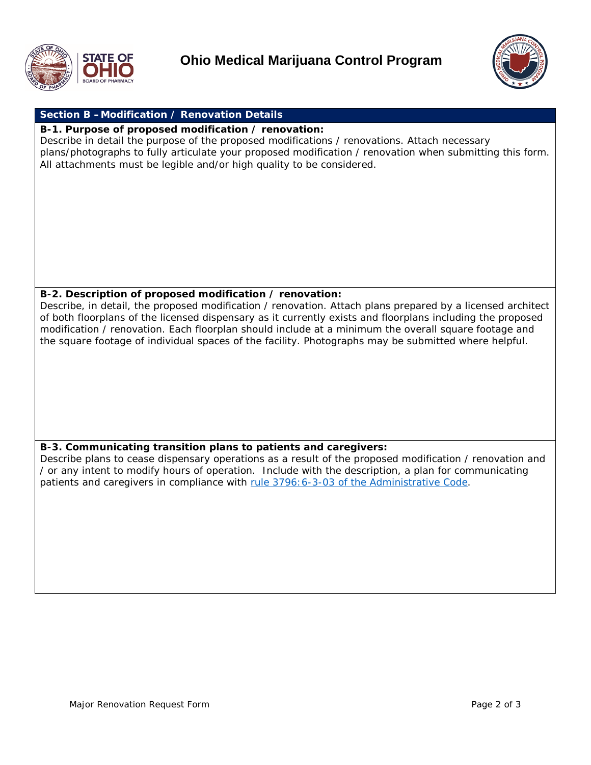# Ohio Medical Marijuana Control Program

## Section B – Modification / Renovation Details

**B-1. Purpose of proposed modification / renovation:**

Describe in detail the purpose of the proposed modifications / renovations. Attach necessary plans/photographs to fully articulate your proposed modification / renovation when submitting this form. All attachments must be legible and/or high quality to be considered.

**B-2. Description of proposed modification / renovation:**

Describe, in detail, the proposed modification / renovation. Attach plans prepared by a licensed architect of both floorplans of the licensed dispensary as it currently exists and floorplans including the proposed modification / renovation. Each floorplan should include at a minimum the overall square footage and the square footage of individual spaces of the facility. Photographs may be submitted where helpful.

**B-3. Communicating transition plans to patients and caregivers:**

Describe plans to cease dispensary operations as a result of the proposed modification / renovation and / or any intent to modify hours of operation. Include with the description, a plan for communicating patients and caregivers in compliance with rule 3796:6-3-03 of the Administrative Code.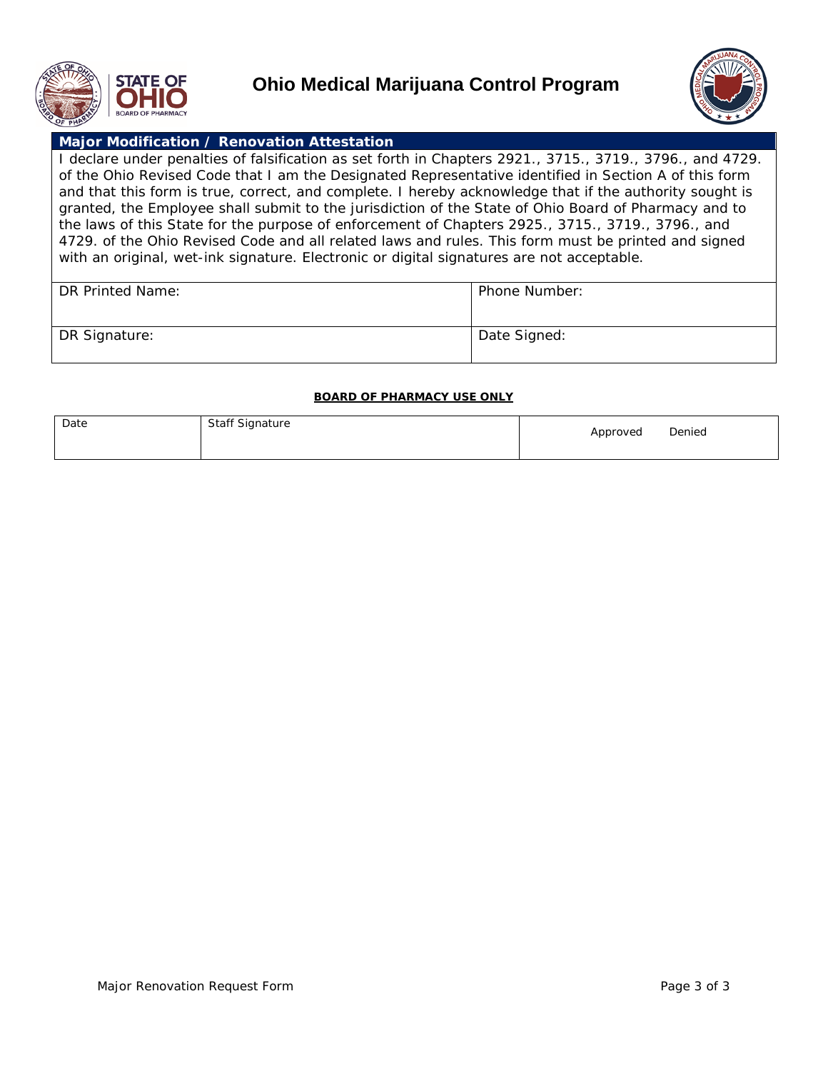# Ohio Medical Marijuana Control Program

## Major Modification / Renovation Attestation

I declare under penalties of falsification as set forth in Chapters 2921., 3715., 3719., 3796., and 4729. of the Ohio Revised Code that I am the Designated Representative identified in Section A of this form and that this form is true, correct, and complete. I hereby acknowledge that if the authority sought is granted, the Employee shall submit to the jurisdiction of the State of Ohio Board of Pharmacy and to the laws of this State for the purpose of enforcement of Chapters 2925., 3715., 3719., 3796., and 4729. of the Ohio Revised Code and all related laws and rules. This form must be printed and signed with an original, wet-ink signature. Electronic or digital signatures are not acceptable.

| | |
|---|---|
| DR Printed Name: | Phone Number: |
| DR Signature: | Date Signed: |

**BOARD OF PHARMACY USE ONLY**

| Date | Staff Signature | Approved Denied |
|---|---|---|
| | | |